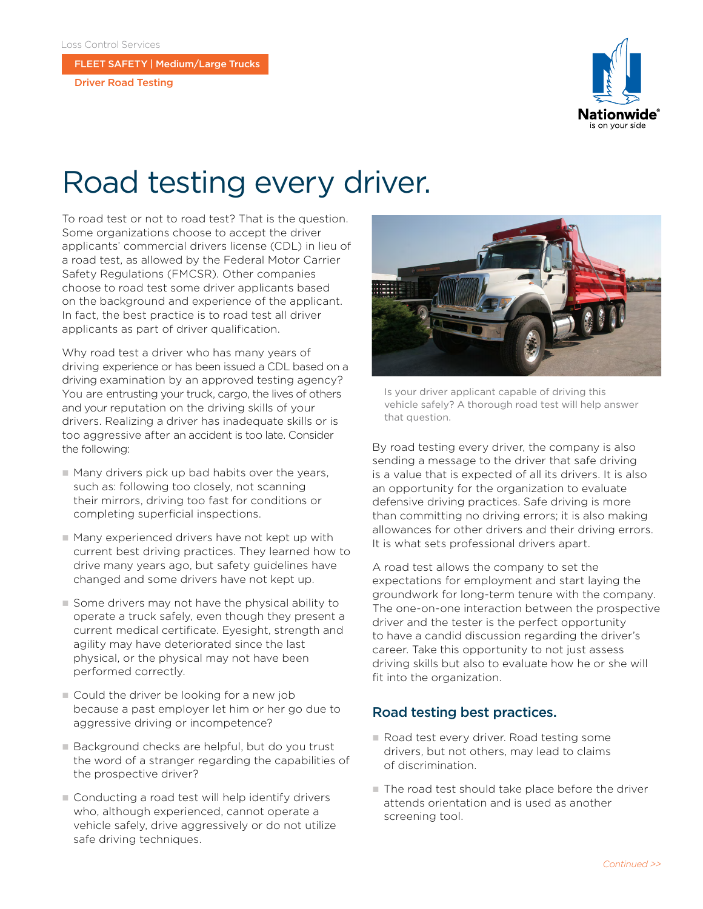Loss Control Services

FLEET SAFETY | Medium/Large Trucks

Driver Road Testing

# Road testing every driver.

To road test or not to road test? That is the question. Some organizations choose to accept the driver applicants' commercial drivers license (CDL) in lieu of a road test, as allowed by the Federal Motor Carrier Safety Regulations (FMCSR). Other companies choose to road test some driver applicants based on the background and experience of the applicant. In fact, the best practice is to road test all driver applicants as part of driver qualification.

Why road test a driver who has many years of driving experience or has been issued a CDL based on a driving examination by an approved testing agency? You are entrusting your truck, cargo, the lives of others and your reputation on the driving skills of your drivers. Realizing a driver has inadequate skills or is too aggressive after an accident is too late. Consider the following:

- Many drivers pick up bad habits over the years, such as: following too closely, not scanning their mirrors, driving too fast for conditions or completing superficial inspections.
- Many experienced drivers have not kept up with current best driving practices. They learned how to drive many years ago, but safety guidelines have changed and some drivers have not kept up.
- Some drivers may not have the physical ability to operate a truck safely, even though they present a current medical certificate. Eyesight, strength and agility may have deteriorated since the last physical, or the physical may not have been performed correctly.
- Could the driver be looking for a new job because a past employer let him or her go due to aggressive driving or incompetence?
- Background checks are helpful, but do you trust the word of a stranger regarding the capabilities of the prospective driver?
- Conducting a road test will help identify drivers who, although experienced, cannot operate a vehicle safely, drive aggressively or do not utilize safe driving techniques.

Is your driver applicant capable of driving this vehicle safely? A thorough road test will help answer that question.

By road testing every driver, the company is also sending a message to the driver that safe driving is a value that is expected of all its drivers. It is also an opportunity for the organization to evaluate defensive driving practices. Safe driving is more than committing no driving errors; it is also making allowances for other drivers and their driving errors. It is what sets professional drivers apart.

A road test allows the company to set the expectations for employment and start laying the groundwork for long-term tenure with the company. The one-on-one interaction between the prospective driver and the tester is the perfect opportunity to have a candid discussion regarding the driver's career. Take this opportunity to not just assess driving skills but also to evaluate how he or she will fit into the organization.

## Road testing best practices.

- Road test every driver. Road testing some drivers, but not others, may lead to claims of discrimination.
- The road test should take place before the driver attends orientation and is used as another screening tool.

*Continued >>*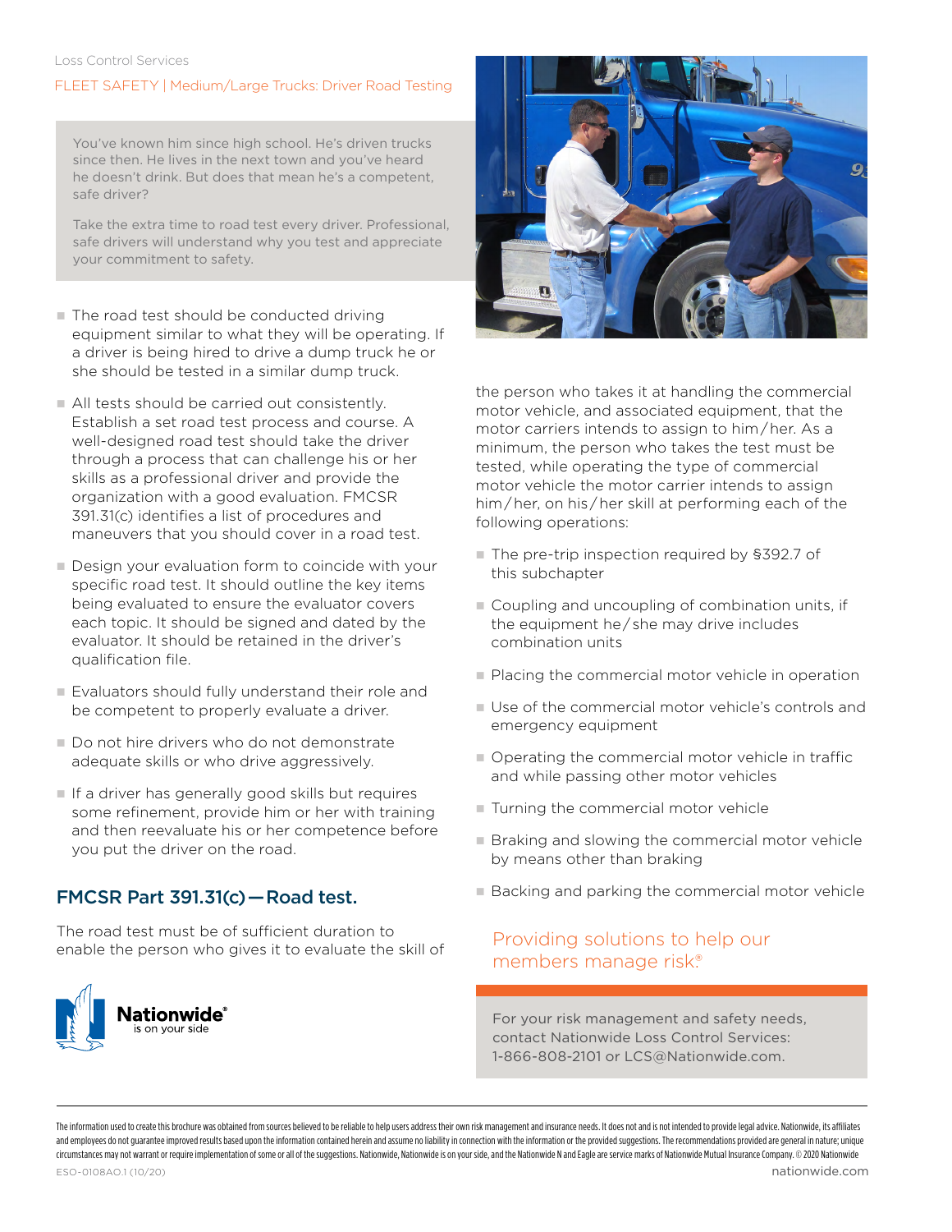Loss Control Services

FLEET SAFETY | Medium/Large Trucks: Driver Road Testing

You've known him since high school. He's driven trucks since then. He lives in the next town and you've heard he doesn't drink. But does that mean he's a competent, safe driver?

Take the extra time to road test every driver. Professional, safe drivers will understand why you test and appreciate your commitment to safety.

- The road test should be conducted driving equipment similar to what they will be operating. If a driver is being hired to drive a dump truck he or she should be tested in a similar dump truck.
- All tests should be carried out consistently. Establish a set road test process and course. A well-designed road test should take the driver through a process that can challenge his or her skills as a professional driver and provide the organization with a good evaluation. FMCSR 391.31(c) identifies a list of procedures and maneuvers that you should cover in a road test.
- Design your evaluation form to coincide with your specific road test. It should outline the key items being evaluated to ensure the evaluator covers each topic. It should be signed and dated by the evaluator. It should be retained in the driver's qualification file.
- Evaluators should fully understand their role and be competent to properly evaluate a driver.
- Do not hire drivers who do not demonstrate adequate skills or who drive aggressively.
- If a driver has generally good skills but requires some refinement, provide him or her with training and then reevaluate his or her competence before you put the driver on the road.

## FMCSR Part 391.31(c)—Road test.

The road test must be of sufficient duration to enable the person who gives it to evaluate the skill of the person who takes it at handling the commercial motor vehicle, and associated equipment, that the motor carriers intends to assign to him/her. As a minimum, the person who takes the test must be tested, while operating the type of commercial motor vehicle the motor carrier intends to assign him/her, on his/her skill at performing each of the following operations:

- The pre-trip inspection required by §392.7 of this subchapter
- Coupling and uncoupling of combination units, if the equipment he/she may drive includes combination units
- Placing the commercial motor vehicle in operation
- Use of the commercial motor vehicle's controls and emergency equipment
- Operating the commercial motor vehicle in traffic and while passing other motor vehicles
- Turning the commercial motor vehicle
- Braking and slowing the commercial motor vehicle by means other than braking
- Backing and parking the commercial motor vehicle

Providing solutions to help our members manage risk.®

For your risk management and safety needs, contact Nationwide Loss Control Services: 1-866-808-2101 or LCS@Nationwide.com.

Nationwide® is on your side

The information used to create this brochure was obtained from sources believed to be reliable to help users address their own risk management and insurance needs. It does not and is not intended to provide legal advice. Nationwide, its affiliates and employees do not guarantee improved results based upon the information contained herein and assume no liability in connection with the information or the provided suggestions. The recommendations provided are general in nature; unique circumstances may not warrant or require implementation of some or all of the suggestions. Nationwide, Nationwide is on your side, and the Nationwide N and Eagle are service marks of Nationwide Mutual Insurance Company. © 2020 Nationwide

ESO-0108AO.1 (10/20)

nationwide.com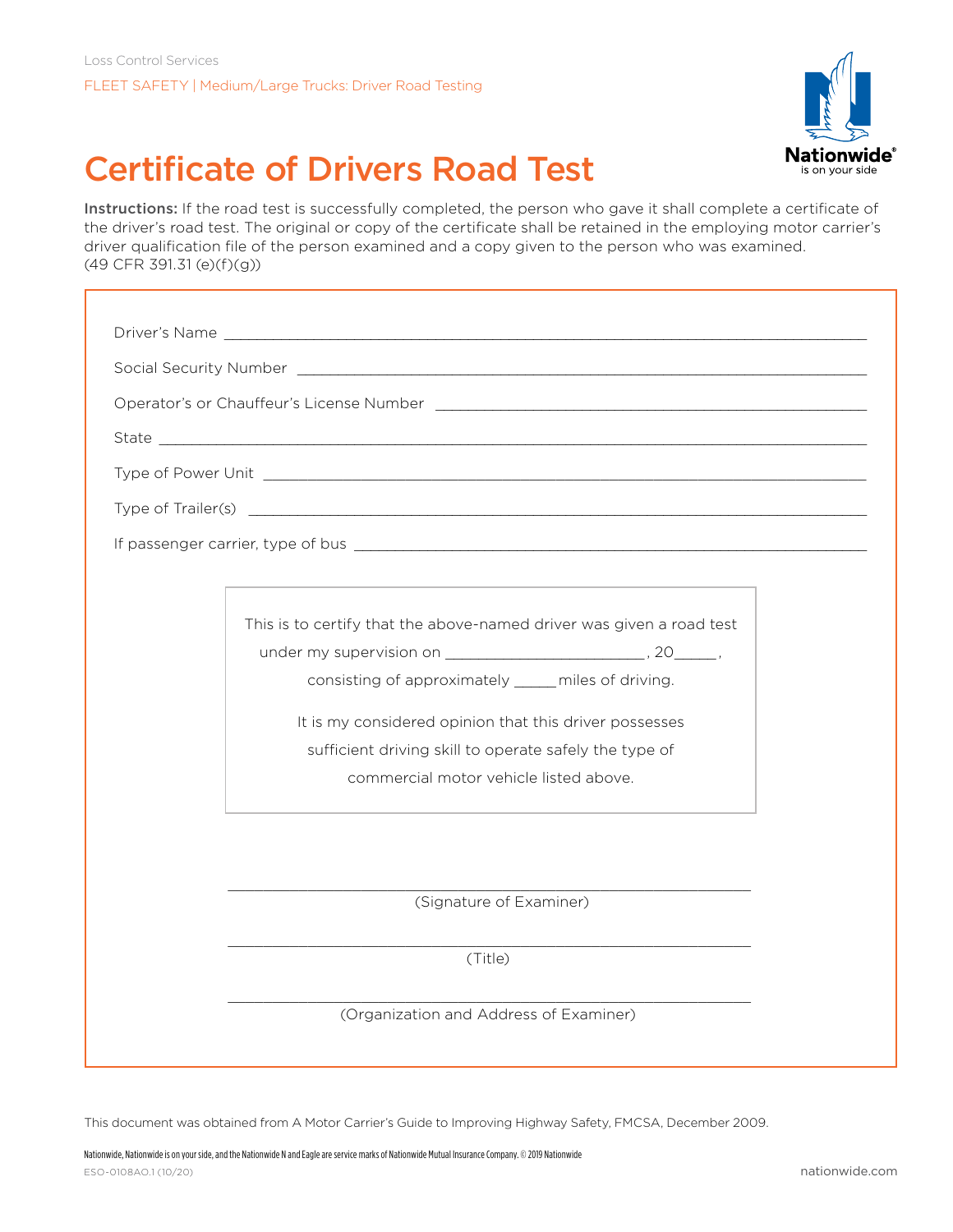Loss Control Services

FLEET SAFETY | Medium/Large Trucks: Driver Road Testing

# Certificate of Drivers Road Test

**Instructions:** If the road test is successfully completed, the person who gave it shall complete a certificate of the driver's road test. The original or copy of the certificate shall be retained in the employing motor carrier's driver qualification file of the person examined and a copy given to the person who was examined. (49 CFR 391.31 (e)(f)(g))

Driver's Name ______________________________________________

Social Security Number ______________________________________________

Operator's or Chauffeur's License Number ______________________________________________

State ______________________________________________

Type of Power Unit ______________________________________________

Type of Trailer(s) ______________________________________________

If passenger carrier, type of bus ______________________________________________

This is to certify that the above-named driver was given a road test under my supervision on ________________________, 20_____, consisting of approximately _____ miles of driving.

It is my considered opinion that this driver possesses sufficient driving skill to operate safely the type of commercial motor vehicle listed above.

______________________________________________
(Signature of Examiner)

______________________________________________
(Title)

______________________________________________
(Organization and Address of Examiner)

This document was obtained from A Motor Carrier's Guide to Improving Highway Safety, FMCSA, December 2009.

Nationwide, Nationwide is on your side, and the Nationwide N and Eagle are service marks of Nationwide Mutual Insurance Company. © 2019 Nationwide

ESO-0108AO.1 (10/20)

nationwide.com